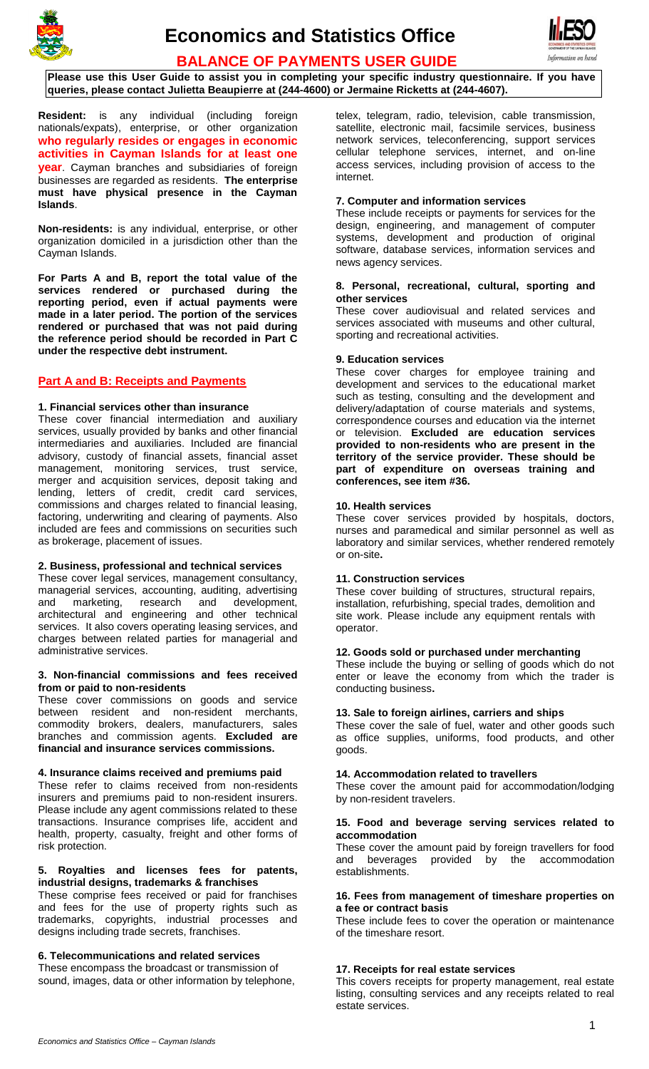# Economics and Statistics Office

## BALANCE OF PAYMENTS USER GUIDE

**Please use this User Guide to assist you in completing your specific industry questionnaire. If you have queries, please contact Julietta Beaupierre at (244-4600) or Jermaine Ricketts at (244-4607).**

**Resident:** is any individual (including foreign nationals/expats), enterprise, or other organization **who regularly resides or engages in economic activities in Cayman Islands for at least one year**. Cayman branches and subsidiaries of foreign businesses are regarded as residents. **The enterprise must have physical presence in the Cayman Islands**.

**Non-residents:** is any individual, enterprise, or other organization domiciled in a jurisdiction other than the Cayman Islands.

**For Parts A and B, report the total value of the services rendered or purchased during the reporting period, even if actual payments were made in a later period. The portion of the services rendered or purchased that was not paid during the reference period should be recorded in Part C under the respective debt instrument.**

## Part A and B: Receipts and Payments

### 1. Financial services other than insurance

These cover financial intermediation and auxiliary services, usually provided by banks and other financial intermediaries and auxiliaries. Included are financial advisory, custody of financial assets, financial asset management, monitoring services, trust service, merger and acquisition services, deposit taking and lending, letters of credit, credit card services, commissions and charges related to financial leasing, factoring, underwriting and clearing of payments. Also included are fees and commissions on securities such as brokerage, placement of issues.

### 2. Business, professional and technical services

These cover legal services, management consultancy, managerial services, accounting, auditing, advertising and marketing, research and development, architectural and engineering and other technical services. It also covers operating leasing services, and charges between related parties for managerial and administrative services.

### 3. Non-financial commissions and fees received from or paid to non-residents

These cover commissions on goods and service between resident and non-resident merchants, commodity brokers, dealers, manufacturers, sales branches and commission agents. **Excluded are financial and insurance services commissions.**

### 4. Insurance claims received and premiums paid

These refer to claims received from non-residents insurers and premiums paid to non-resident insurers. Please include any agent commissions related to these transactions. Insurance comprises life, accident and health, property, casualty, freight and other forms of risk protection.

### 5. Royalties and licenses fees for patents, industrial designs, trademarks & franchises

These comprise fees received or paid for franchises and fees for the use of property rights such as trademarks, copyrights, industrial processes and designs including trade secrets, franchises.

### 6. Telecommunications and related services

These encompass the broadcast or transmission of sound, images, data or other information by telephone, telex, telegram, radio, television, cable transmission, satellite, electronic mail, facsimile services, business network services, teleconferencing, support services cellular telephone services, internet, and on-line access services, including provision of access to the internet.

### 7. Computer and information services

These include receipts or payments for services for the design, engineering, and management of computer systems, development and production of original software, database services, information services and news agency services.

### 8. Personal, recreational, cultural, sporting and other services

These cover audiovisual and related services and services associated with museums and other cultural, sporting and recreational activities.

### 9. Education services

These cover charges for employee training and development and services to the educational market such as testing, consulting and the development and delivery/adaptation of course materials and systems, correspondence courses and education via the internet or television. **Excluded are education services provided to non-residents who are present in the territory of the service provider. These should be part of expenditure on overseas training and conferences, see item #36.**

### 10. Health services

These cover services provided by hospitals, doctors, nurses and paramedical and similar personnel as well as laboratory and similar services, whether rendered remotely or on-site**.**

### 11. Construction services

These cover building of structures, structural repairs, installation, refurbishing, special trades, demolition and site work. Please include any equipment rentals with operator.

### 12. Goods sold or purchased under merchanting

These include the buying or selling of goods which do not enter or leave the economy from which the trader is conducting business**.**

### 13. Sale to foreign airlines, carriers and ships

These cover the sale of fuel, water and other goods such as office supplies, uniforms, food products, and other goods.

### 14. Accommodation related to travellers

These cover the amount paid for accommodation/lodging by non-resident travelers.

### 15. Food and beverage serving services related to accommodation

These cover the amount paid by foreign travellers for food and beverages provided by the accommodation establishments.

### 16. Fees from management of timeshare properties on a fee or contract basis

These include fees to cover the operation or maintenance of the timeshare resort.

### 17. Receipts for real estate services

This covers receipts for property management, real estate listing, consulting services and any receipts related to real estate services.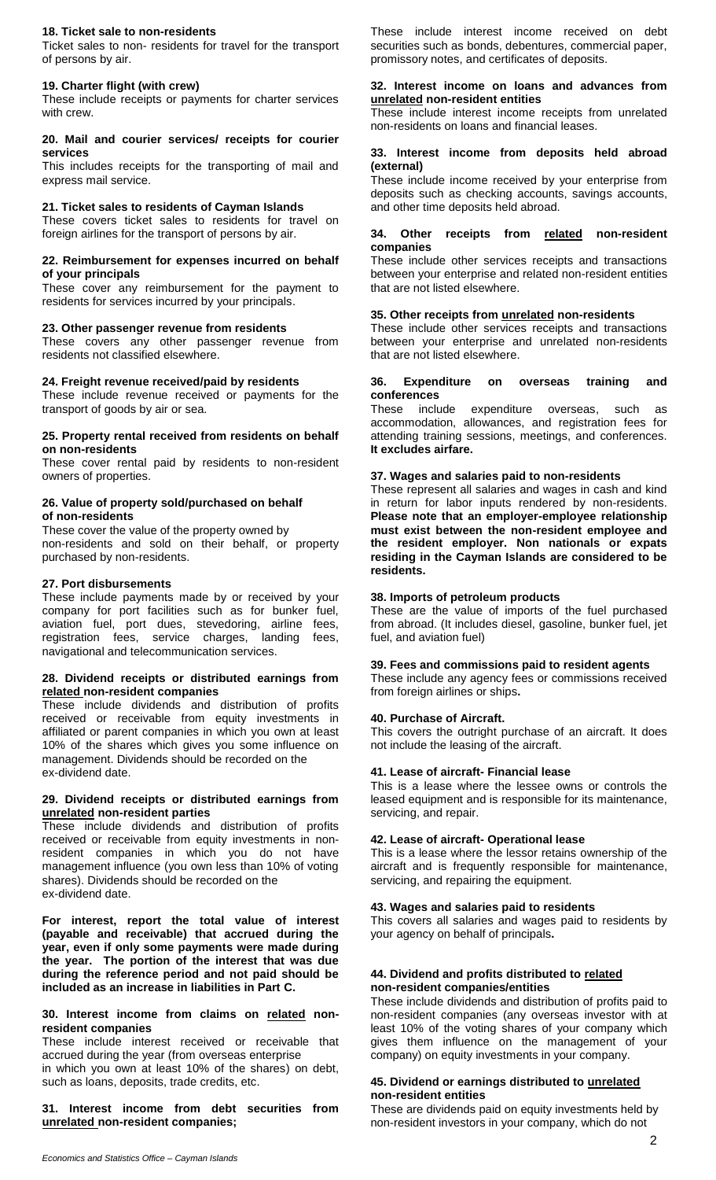#### 18. Ticket sale to non-residents

Ticket sales to non- residents for travel for the transport of persons by air.

#### 19. Charter flight (with crew)

These include receipts or payments for charter services with crew.

#### 20. Mail and courier services/ receipts for courier services

This includes receipts for the transporting of mail and express mail service.

#### 21. Ticket sales to residents of Cayman Islands

These covers ticket sales to residents for travel on foreign airlines for the transport of persons by air.

#### 22. Reimbursement for expenses incurred on behalf of your principals

These cover any reimbursement for the payment to residents for services incurred by your principals.

#### 23. Other passenger revenue from residents

These covers any other passenger revenue from residents not classified elsewhere.

#### 24. Freight revenue received/paid by residents

These include revenue received or payments for the transport of goods by air or sea.

#### 25. Property rental received from residents on behalf on non-residents

These cover rental paid by residents to non-resident owners of properties.

#### 26. Value of property sold/purchased on behalf of non-residents

These cover the value of the property owned by non-residents and sold on their behalf, or property purchased by non-residents.

#### 27. Port disbursements

These include payments made by or received by your company for port facilities such as for bunker fuel, aviation fuel, port dues, stevedoring, airline fees, registration fees, service charges, landing fees, navigational and telecommunication services.

#### 28. Dividend receipts or distributed earnings from related non-resident companies

These include dividends and distribution of profits received or receivable from equity investments in affiliated or parent companies in which you own at least 10% of the shares which gives you some influence on management. Dividends should be recorded on the ex-dividend date.

#### 29. Dividend receipts or distributed earnings from unrelated non-resident parties

These include dividends and distribution of profits received or receivable from equity investments in non-resident companies in which you do not have management influence (you own less than 10% of voting shares). Dividends should be recorded on the ex-dividend date.

**For interest, report the total value of interest (payable and receivable) that accrued during the year, even if only some payments were made during the year. The portion of the interest that was due during the reference period and not paid should be included as an increase in liabilities in Part C.**

#### 30. Interest income from claims on related non-resident companies

These include interest received or receivable that accrued during the year (from overseas enterprise in which you own at least 10% of the shares) on debt, such as loans, deposits, trade credits, etc.

#### 31. Interest income from debt securities from unrelated non-resident companies;

These include interest income received on debt securities such as bonds, debentures, commercial paper, promissory notes, and certificates of deposits.

#### 32. Interest income on loans and advances from unrelated non-resident entities

These include interest income receipts from unrelated non-residents on loans and financial leases.

#### 33. Interest income from deposits held abroad (external)

These include income received by your enterprise from deposits such as checking accounts, savings accounts, and other time deposits held abroad.

#### 34. Other receipts from related non-resident companies

These include other services receipts and transactions between your enterprise and related non-resident entities that are not listed elsewhere.

#### 35. Other receipts from unrelated non-residents

These include other services receipts and transactions between your enterprise and unrelated non-residents that are not listed elsewhere.

#### 36. Expenditure on overseas training and conferences

These include expenditure overseas, such as accommodation, allowances, and registration fees for attending training sessions, meetings, and conferences. **It excludes airfare.**

#### 37. Wages and salaries paid to non-residents

These represent all salaries and wages in cash and kind in return for labor inputs rendered by non-residents. **Please note that an employer-employee relationship must exist between the non-resident employee and the resident employer. Non nationals or expats residing in the Cayman Islands are considered to be residents.**

#### 38. Imports of petroleum products

These are the value of imports of the fuel purchased from abroad. (It includes diesel, gasoline, bunker fuel, jet fuel, and aviation fuel)

#### 39. Fees and commissions paid to resident agents

These include any agency fees or commissions received from foreign airlines or ships**.**

#### 40. Purchase of Aircraft.

This covers the outright purchase of an aircraft. It does not include the leasing of the aircraft.

#### 41. Lease of aircraft- Financial lease

This is a lease where the lessee owns or controls the leased equipment and is responsible for its maintenance, servicing, and repair.

#### 42. Lease of aircraft- Operational lease

This is a lease where the lessor retains ownership of the aircraft and is frequently responsible for maintenance, servicing, and repairing the equipment.

#### 43. Wages and salaries paid to residents

This covers all salaries and wages paid to residents by your agency on behalf of principals**.**

#### 44. Dividend and profits distributed to related non-resident companies/entities

These include dividends and distribution of profits paid to non-resident companies (any overseas investor with at least 10% of the voting shares of your company which gives them influence on the management of your company) on equity investments in your company.

#### 45. Dividend or earnings distributed to unrelated non-resident entities

These are dividends paid on equity investments held by non-resident investors in your company, which do not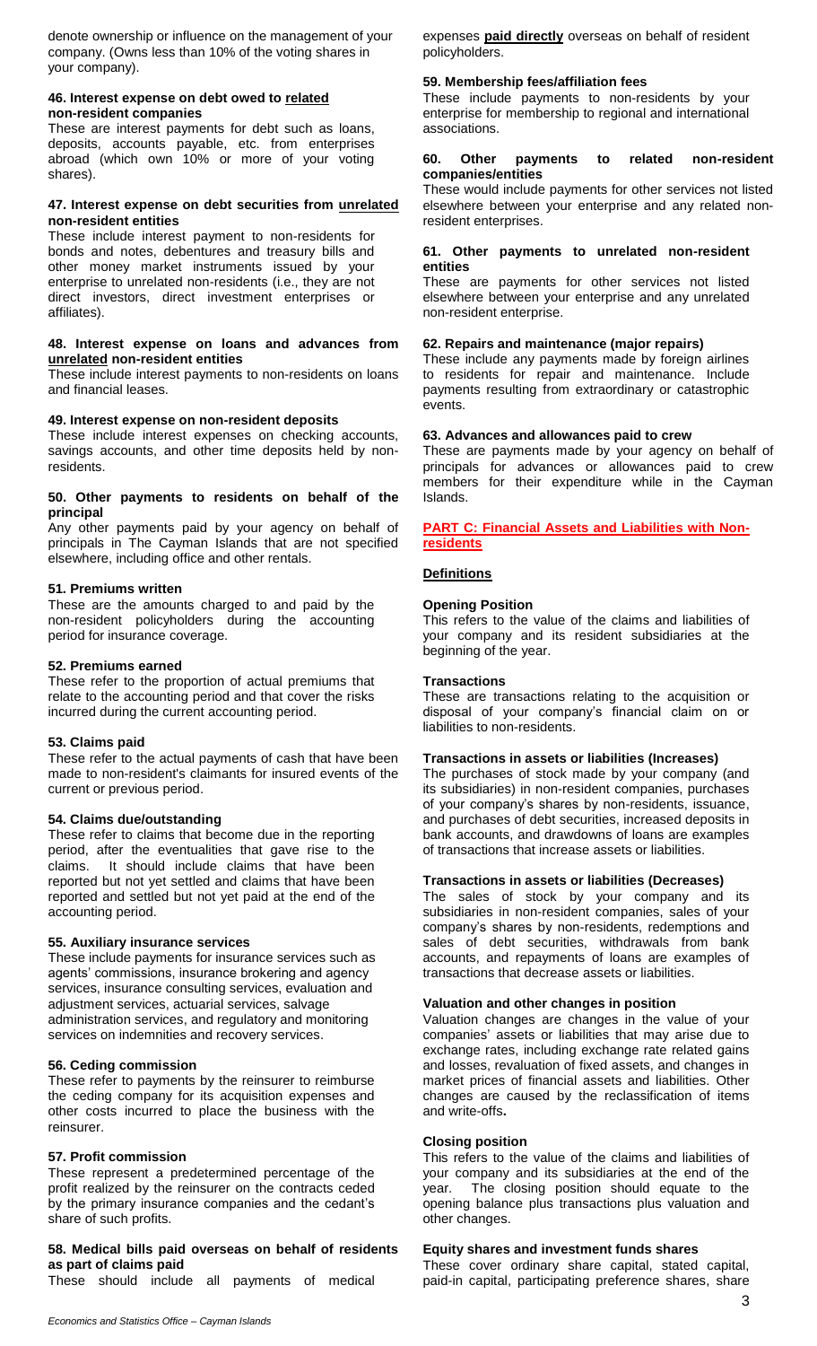denote ownership or influence on the management of your company. (Owns less than 10% of the voting shares in your company).

#### 46. Interest expense on debt owed to related non-resident companies

These are interest payments for debt such as loans, deposits, accounts payable, etc. from enterprises abroad (which own 10% or more of your voting shares).

#### 47. Interest expense on debt securities from unrelated non-resident entities

These include interest payment to non-residents for bonds and notes, debentures and treasury bills and other money market instruments issued by your enterprise to unrelated non-residents (i.e., they are not direct investors, direct investment enterprises or affiliates).

#### 48. Interest expense on loans and advances from unrelated non-resident entities

These include interest payments to non-residents on loans and financial leases.

#### 49. Interest expense on non-resident deposits

These include interest expenses on checking accounts, savings accounts, and other time deposits held by non-residents.

#### 50. Other payments to residents on behalf of the principal

Any other payments paid by your agency on behalf of principals in The Cayman Islands that are not specified elsewhere, including office and other rentals.

#### 51. Premiums written

These are the amounts charged to and paid by the non-resident policyholders during the accounting period for insurance coverage.

#### 52. Premiums earned

These refer to the proportion of actual premiums that relate to the accounting period and that cover the risks incurred during the current accounting period.

#### 53. Claims paid

These refer to the actual payments of cash that have been made to non-resident's claimants for insured events of the current or previous period.

#### 54. Claims due/outstanding

These refer to claims that become due in the reporting period, after the eventualities that gave rise to the claims. It should include claims that have been reported but not yet settled and claims that have been reported and settled but not yet paid at the end of the accounting period.

#### 55. Auxiliary insurance services

These include payments for insurance services such as agents' commissions, insurance brokering and agency services, insurance consulting services, evaluation and adjustment services, actuarial services, salvage administration services, and regulatory and monitoring services on indemnities and recovery services.

#### 56. Ceding commission

These refer to payments by the reinsurer to reimburse the ceding company for its acquisition expenses and other costs incurred to place the business with the reinsurer.

#### 57. Profit commission

These represent a predetermined percentage of the profit realized by the reinsurer on the contracts ceded by the primary insurance companies and the cedant's share of such profits.

#### 58. Medical bills paid overseas on behalf of residents as part of claims paid

These should include all payments of medical expenses **paid directly** overseas on behalf of resident policyholders.

#### 59. Membership fees/affiliation fees

These include payments to non-residents by your enterprise for membership to regional and international associations.

#### 60. Other payments to related non-resident companies/entities

These would include payments for other services not listed elsewhere between your enterprise and any related non-resident enterprises.

#### 61. Other payments to unrelated non-resident entities

These are payments for other services not listed elsewhere between your enterprise and any unrelated non-resident enterprise.

#### 62. Repairs and maintenance (major repairs)

These include any payments made by foreign airlines to residents for repair and maintenance. Include payments resulting from extraordinary or catastrophic events.

#### 63. Advances and allowances paid to crew

These are payments made by your agency on behalf of principals for advances or allowances paid to crew members for their expenditure while in the Cayman Islands.

## PART C: Financial Assets and Liabilities with Non-residents

### Definitions

#### Opening Position

This refers to the value of the claims and liabilities of your company and its resident subsidiaries at the beginning of the year.

#### Transactions

These are transactions relating to the acquisition or disposal of your company's financial claim on or liabilities to non-residents.

#### Transactions in assets or liabilities (Increases)

The purchases of stock made by your company (and its subsidiaries) in non-resident companies, purchases of your company's shares by non-residents, issuance, and purchases of debt securities, increased deposits in bank accounts, and drawdowns of loans are examples of transactions that increase assets or liabilities.

#### Transactions in assets or liabilities (Decreases)

The sales of stock by your company and its subsidiaries in non-resident companies, sales of your company's shares by non-residents, redemptions and sales of debt securities, withdrawals from bank accounts, and repayments of loans are examples of transactions that decrease assets or liabilities.

#### Valuation and other changes in position

Valuation changes are changes in the value of your companies' assets or liabilities that may arise due to exchange rates, including exchange rate related gains and losses, revaluation of fixed assets, and changes in market prices of financial assets and liabilities. Other changes are caused by the reclassification of items and write-offs**.**

#### Closing position

This refers to the value of the claims and liabilities of your company and its subsidiaries at the end of the year. The closing position should equate to the opening balance plus transactions plus valuation and other changes.

#### Equity shares and investment funds shares

These cover ordinary share capital, stated capital, paid-in capital, participating preference shares, share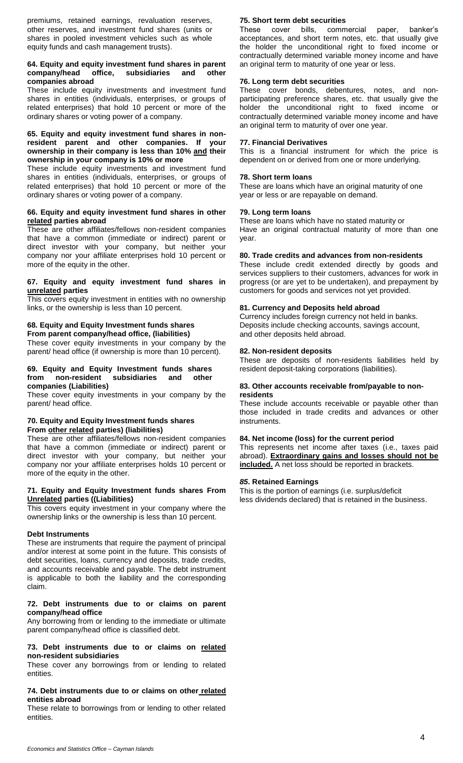premiums, retained earnings, revaluation reserves, other reserves, and investment fund shares (units or shares in pooled investment vehicles such as whole equity funds and cash management trusts).

#### 64. Equity and equity investment fund shares in parent company/head office, subsidiaries and other companies abroad

These include equity investments and investment fund shares in entities (individuals, enterprises, or groups of related enterprises) that hold 10 percent or more of the ordinary shares or voting power of a company.

#### 65. Equity and equity investment fund shares in non-resident parent and other companies. If your ownership in their company is less than 10% and their ownership in your company is 10% or more

These include equity investments and investment fund shares in entities (individuals, enterprises, or groups of related enterprises) that hold 10 percent or more of the ordinary shares or voting power of a company.

#### 66. Equity and equity investment fund shares in other related parties abroad

These are other affiliates/fellows non-resident companies that have a common (immediate or indirect) parent or direct investor with your company, but neither your company nor your affiliate enterprises hold 10 percent or more of the equity in the other.

#### 67. Equity and equity investment fund shares in unrelated parties

This covers equity investment in entities with no ownership links, or the ownership is less than 10 percent.

#### 68. Equity and Equity Investment funds shares From parent company/head office, (liabilities)

These cover equity investments in your company by the parent/ head office (if ownership is more than 10 percent).

#### 69. Equity and Equity Investment funds shares from non-resident subsidiaries and other companies (Liabilities)

These cover equity investments in your company by the parent/ head office.

#### 70. Equity and Equity Investment funds shares From other related parties) (liabilities)

These are other affiliates/fellows non-resident companies that have a common (immediate or indirect) parent or direct investor with your company, but neither your company nor your affiliate enterprises holds 10 percent or more of the equity in the other.

#### 71. Equity and Equity Investment funds shares From Unrelated parties ((Liabilities)

This covers equity investment in your company where the ownership links or the ownership is less than 10 percent.

#### Debt Instruments

These are instruments that require the payment of principal and/or interest at some point in the future. This consists of debt securities, loans, currency and deposits, trade credits, and accounts receivable and payable. The debt instrument is applicable to both the liability and the corresponding claim.

#### 72. Debt instruments due to or claims on parent company/head office

Any borrowing from or lending to the immediate or ultimate parent company/head office is classified debt.

#### 73. Debt instruments due to or claims on related non-resident subsidiaries

These cover any borrowings from or lending to related entities.

#### 74. Debt instruments due to or claims on other related entities abroad

These relate to borrowings from or lending to other related entities.

#### 75. Short term debt securities

These cover bills, commercial paper, banker's acceptances, and short term notes, etc. that usually give the holder the unconditional right to fixed income or contractually determined variable money income and have an original term to maturity of one year or less.

#### 76. Long term debt securities

These cover bonds, debentures, notes, and non-participating preference shares, etc. that usually give the holder the unconditional right to fixed income or contractually determined variable money income and have an original term to maturity of over one year.

#### 77. Financial Derivatives

This is a financial instrument for which the price is dependent on or derived from one or more underlying.

#### 78. Short term loans

These are loans which have an original maturity of one year or less or are repayable on demand.

#### 79. Long term loans

These are loans which have no stated maturity or Have an original contractual maturity of more than one year.

#### 80. Trade credits and advances from non-residents

These include credit extended directly by goods and services suppliers to their customers, advances for work in progress (or are yet to be undertaken), and prepayment by customers for goods and services not yet provided.

#### 81. Currency and Deposits held abroad

Currency includes foreign currency not held in banks. Deposits include checking accounts, savings account, and other deposits held abroad.

#### 82. Non-resident deposits

These are deposits of non-residents liabilities held by resident deposit-taking corporations (liabilities).

#### 83. Other accounts receivable from/payable to non-residents

These include accounts receivable or payable other than those included in trade credits and advances or other instruments.

#### 84. Net income (loss) for the current period

This represents net income after taxes (i.e., taxes paid abroad). **Extraordinary gains and losses should not be included.** A net loss should be reported in brackets.

#### *85*. Retained Earnings

This is the portion of earnings (i.e. surplus/deficit less dividends declared) that is retained in the business.